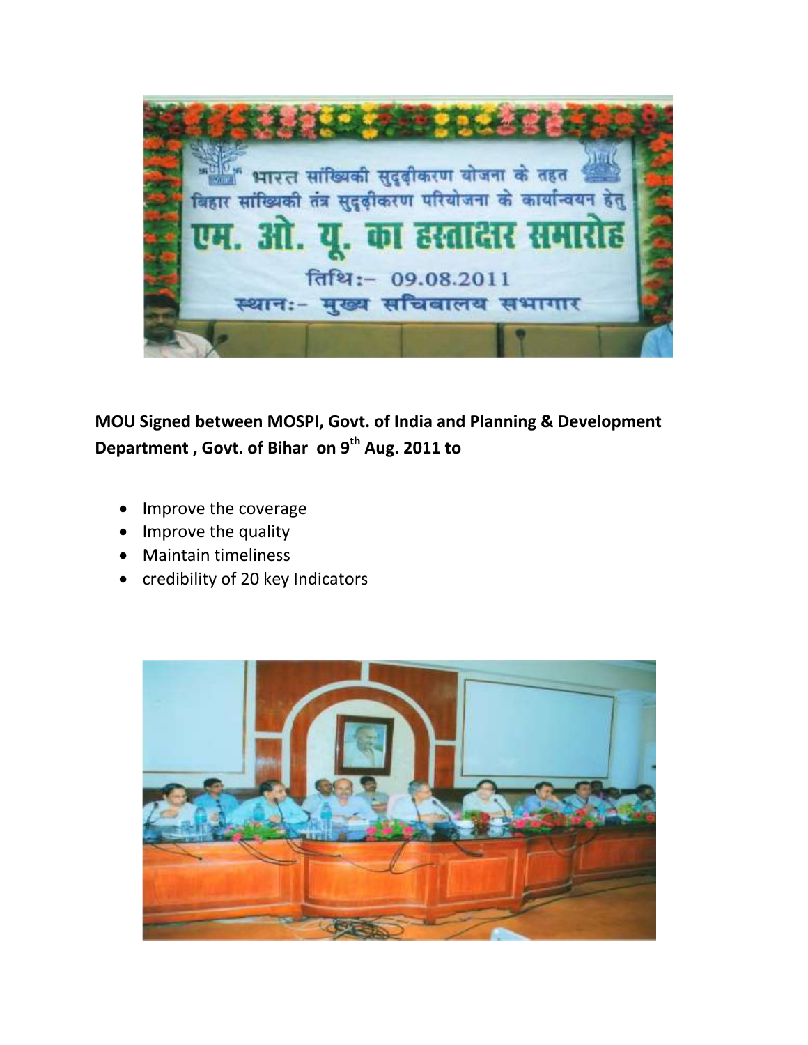**MOU Signed between MOSPI, Govt. of India and Planning & Development Department , Govt. of Bihar on 9th Aug. 2011 to**

- Improve the coverage
- Improve the quality
- Maintain timeliness
- credibility of 20 key Indicators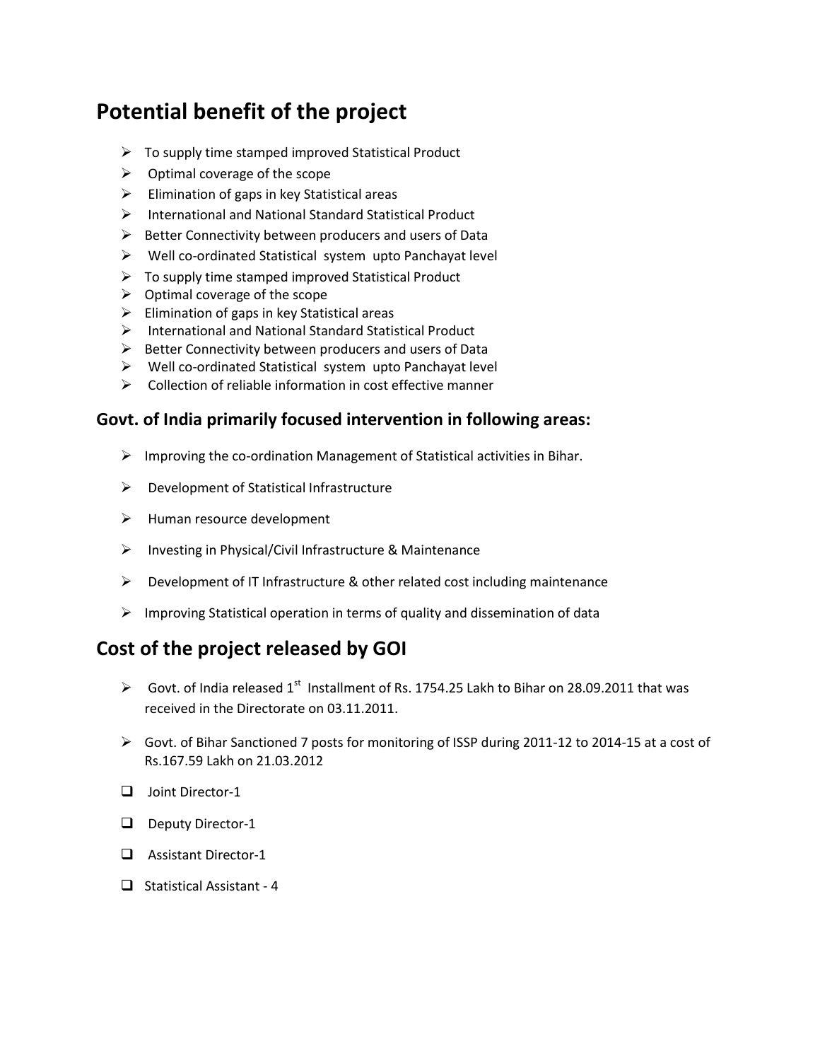# Potential benefit of the project

- To supply time stamped improved Statistical Product
- Optimal coverage of the scope
- Elimination of gaps in key Statistical areas
- International and National Standard Statistical Product
- Better Connectivity between producers and users of Data
- Well co-ordinated Statistical system upto Panchayat level
- To supply time stamped improved Statistical Product
- Optimal coverage of the scope
- Elimination of gaps in key Statistical areas
- International and National Standard Statistical Product
- Better Connectivity between producers and users of Data
- Well co-ordinated Statistical system upto Panchayat level
- Collection of reliable information in cost effective manner

### Govt. of India primarily focused intervention in following areas:

- Improving the co-ordination Management of Statistical activities in Bihar.
- Development of Statistical Infrastructure
- Human resource development
- Investing in Physical/Civil Infrastructure & Maintenance
- Development of IT Infrastructure & other related cost including maintenance
- Improving Statistical operation in terms of quality and dissemination of data

# Cost of the project released by GOI

- Govt. of India released 1st Installment of Rs. 1754.25 Lakh to Bihar on 28.09.2011 that was received in the Directorate on 03.11.2011.
- Govt. of Bihar Sanctioned 7 posts for monitoring of ISSP during 2011-12 to 2014-15 at a cost of Rs.167.59 Lakh on 21.03.2012

- Joint Director-1
- Deputy Director-1
- Assistant Director-1
- Statistical Assistant - 4